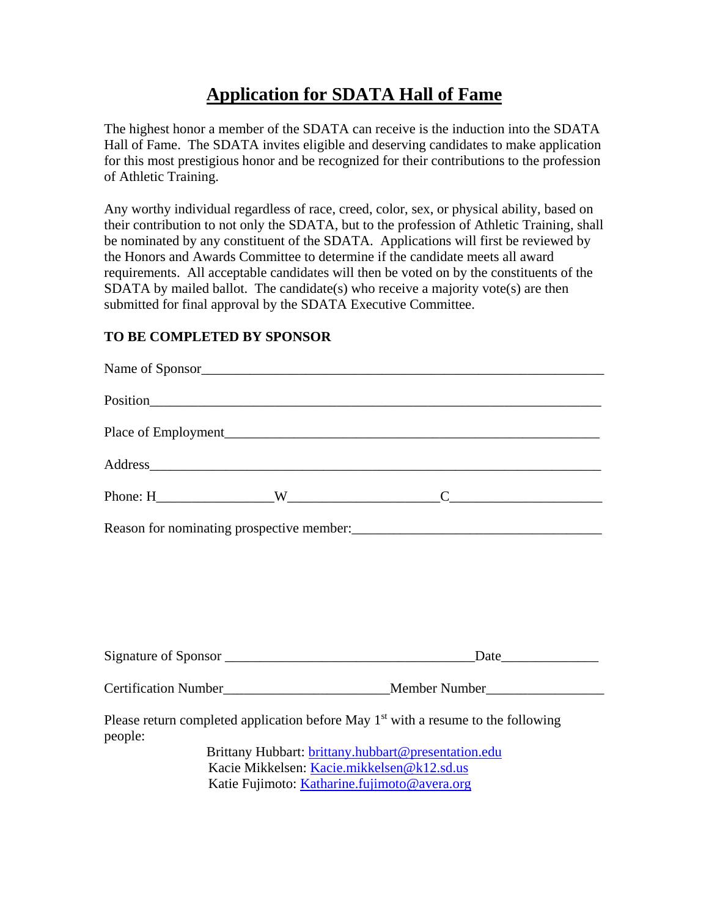# Application for SDATA Hall of Fame

The highest honor a member of the SDATA can receive is the induction into the SDATA Hall of Fame. The SDATA invites eligible and deserving candidates to make application for this most prestigious honor and be recognized for their contributions to the profession of Athletic Training.

Any worthy individual regardless of race, creed, color, sex, or physical ability, based on their contribution to not only the SDATA, but to the profession of Athletic Training, shall be nominated by any constituent of the SDATA. Applications will first be reviewed by the Honors and Awards Committee to determine if the candidate meets all award requirements. All acceptable candidates will then be voted on by the constituents of the SDATA by mailed ballot. The candidate(s) who receive a majority vote(s) are then submitted for final approval by the SDATA Executive Committee.

**TO BE COMPLETED BY SPONSOR**

Name of Sponsor___________________________________________________________

Position_________________________________________________________________

Place of Employment______________________________________________________

Address_________________________________________________________________

Phone: H_________________W_____________________C_____________________

Reason for nominating prospective member:___________________________________

Signature of Sponsor ____________________________________Date______________

Certification Number________________________Member Number_________________

Please return completed application before May 1st with a resume to the following people:

Brittany Hubbart: brittany.hubbart@presentation.edu
Kacie Mikkelsen: Kacie.mikkelsen@k12.sd.us
Katie Fujimoto: Katharine.fujimoto@avera.org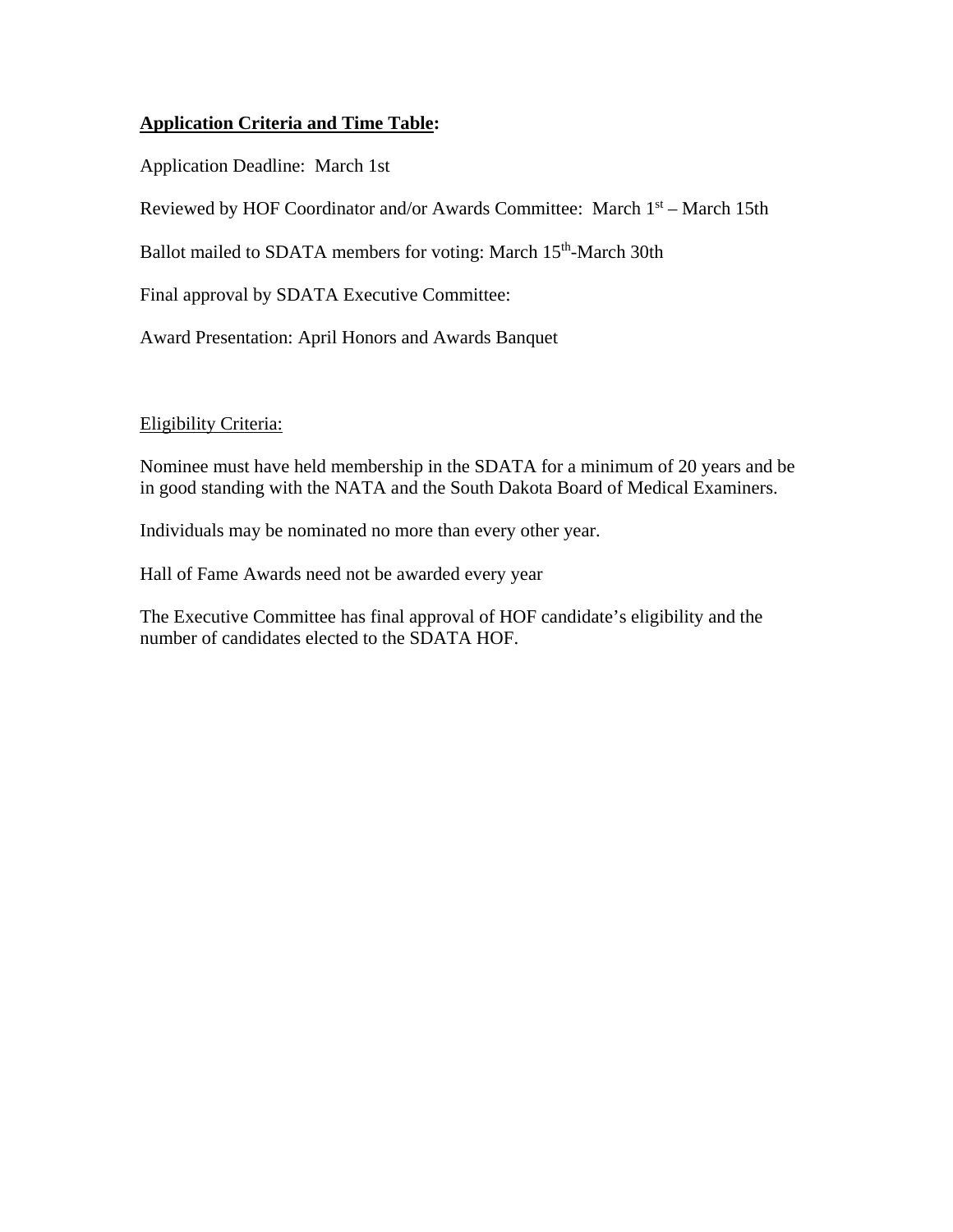**Application Criteria and Time Table:**

Application Deadline: March 1st

Reviewed by HOF Coordinator and/or Awards Committee: March 1st – March 15th

Ballot mailed to SDATA members for voting: March 15th-March 30th

Final approval by SDATA Executive Committee:

Award Presentation: April Honors and Awards Banquet

Eligibility Criteria:

Nominee must have held membership in the SDATA for a minimum of 20 years and be in good standing with the NATA and the South Dakota Board of Medical Examiners.

Individuals may be nominated no more than every other year.

Hall of Fame Awards need not be awarded every year

The Executive Committee has final approval of HOF candidate's eligibility and the number of candidates elected to the SDATA HOF.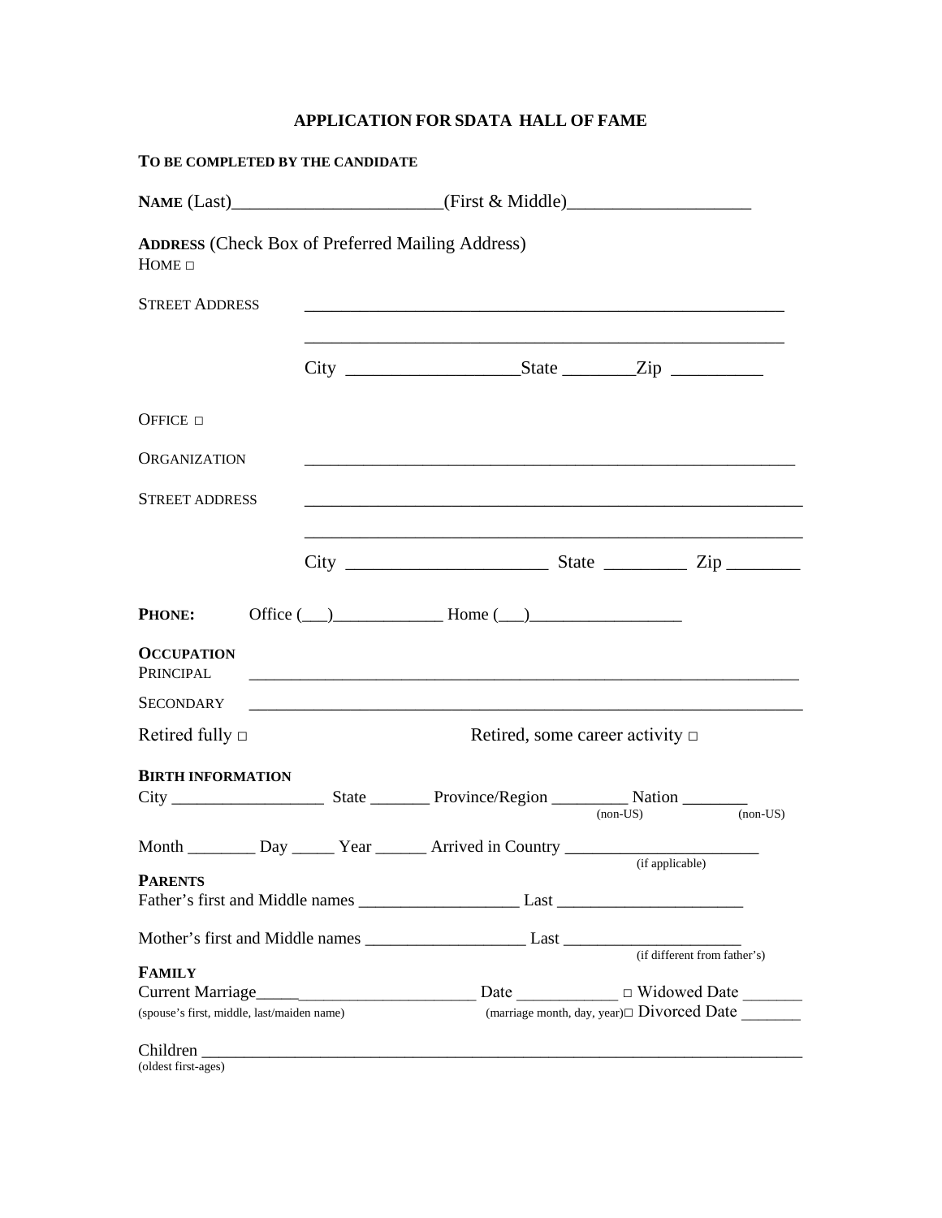# APPLICATION FOR SDATA HALL OF FAME

**TO BE COMPLETED BY THE CANDIDATE**

**NAME** (Last)_______________________(First & Middle)____________________

**ADDRESS** (Check Box of Preferred Mailing Address)
HOME □

STREET ADDRESS _______________________________________________________

_______________________________________________________

City ___________________State ________Zip __________

OFFICE □

ORGANIZATION _______________________________________________________

STREET ADDRESS _______________________________________________________

_______________________________________________________

City ______________________ State _________ Zip ________

**PHONE:** Office (___)_____________ Home (___)_________________

**OCCUPATION**
PRINCIPAL _______________________________________________________

SECONDARY _______________________________________________________

Retired fully □ Retired, some career activity □

**BIRTH INFORMATION**
City _________________ State _______ Province/Region _________ Nation _______
(non-US) (non-US)

Month ________ Day _____ Year ______ Arrived in Country ______________________
(if applicable)

**PARENTS**
Father's first and Middle names __________________ Last _____________________

Mother's first and Middle names __________________ Last _____________________
(if different from father's)

**FAMILY**
Current Marriage_____________________________ Date ____________ □ Widowed Date _______
(spouse's first, middle, last/maiden name) (marriage month, day, year)□ Divorced Date _______

Children _______________________________________________________________________
(oldest first-ages)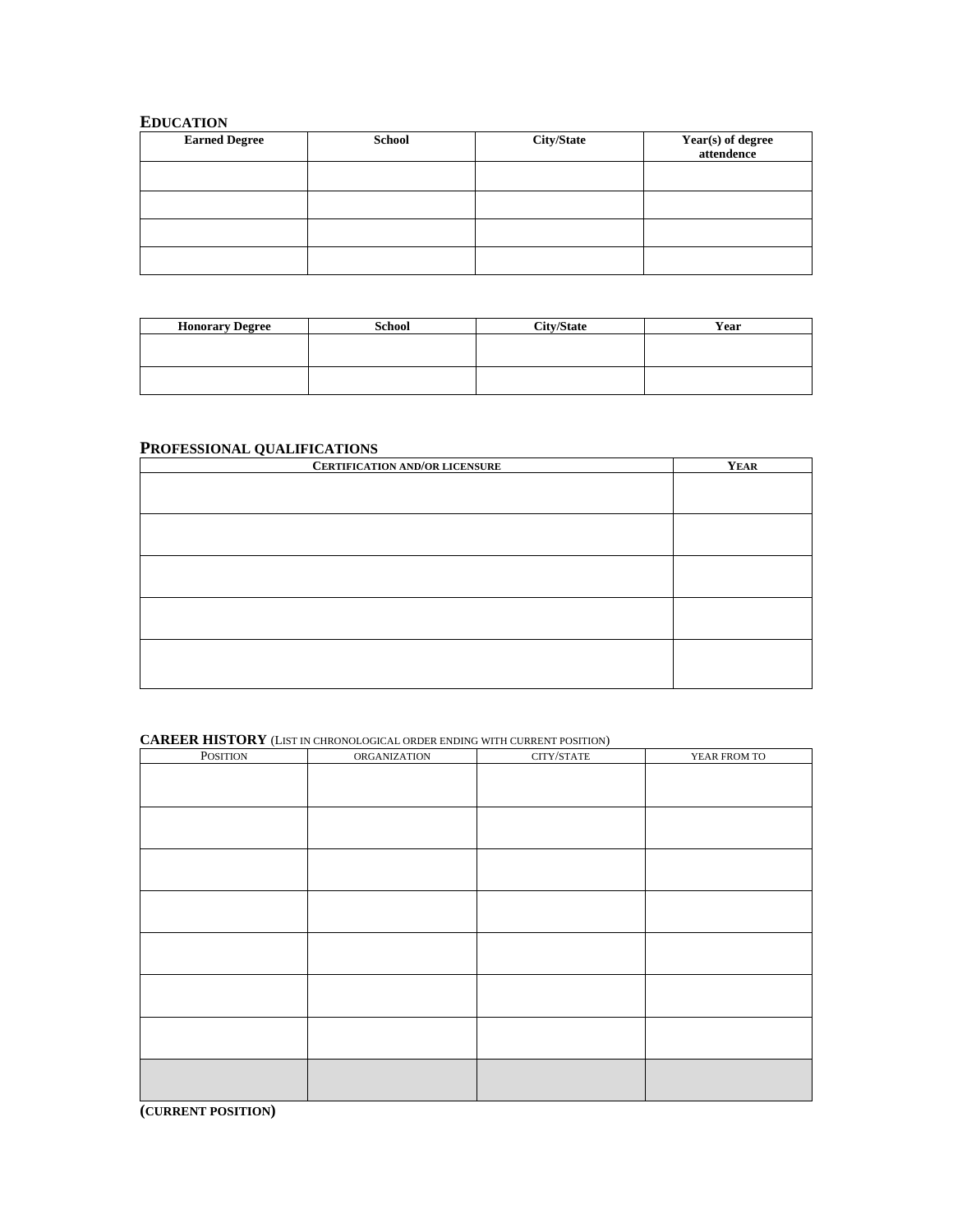## EDUCATION

| Earned Degree | School | City/State | Year(s) of degree attendence |
|---|---|---|---|
| | | | |
| | | | |
| | | | |
| | | | |

| Honorary Degree | School | City/State | Year |
|---|---|---|---|
| | | | |
| | | | |

## PROFESSIONAL QUALIFICATIONS

| CERTIFICATION AND/OR LICENSURE | YEAR |
|---|---|
| | |
| | |
| | |
| | |
| | |

## CAREER HISTORY (LIST IN CHRONOLOGICAL ORDER ENDING WITH CURRENT POSITION)

| POSITION | ORGANIZATION | CITY/STATE | YEAR FROM TO |
|---|---|---|---|
| | | | |
| | | | |
| | | | |
| | | | |
| | | | |
| | | | |
| | | | |
| | | | |

**(CURRENT POSITION)**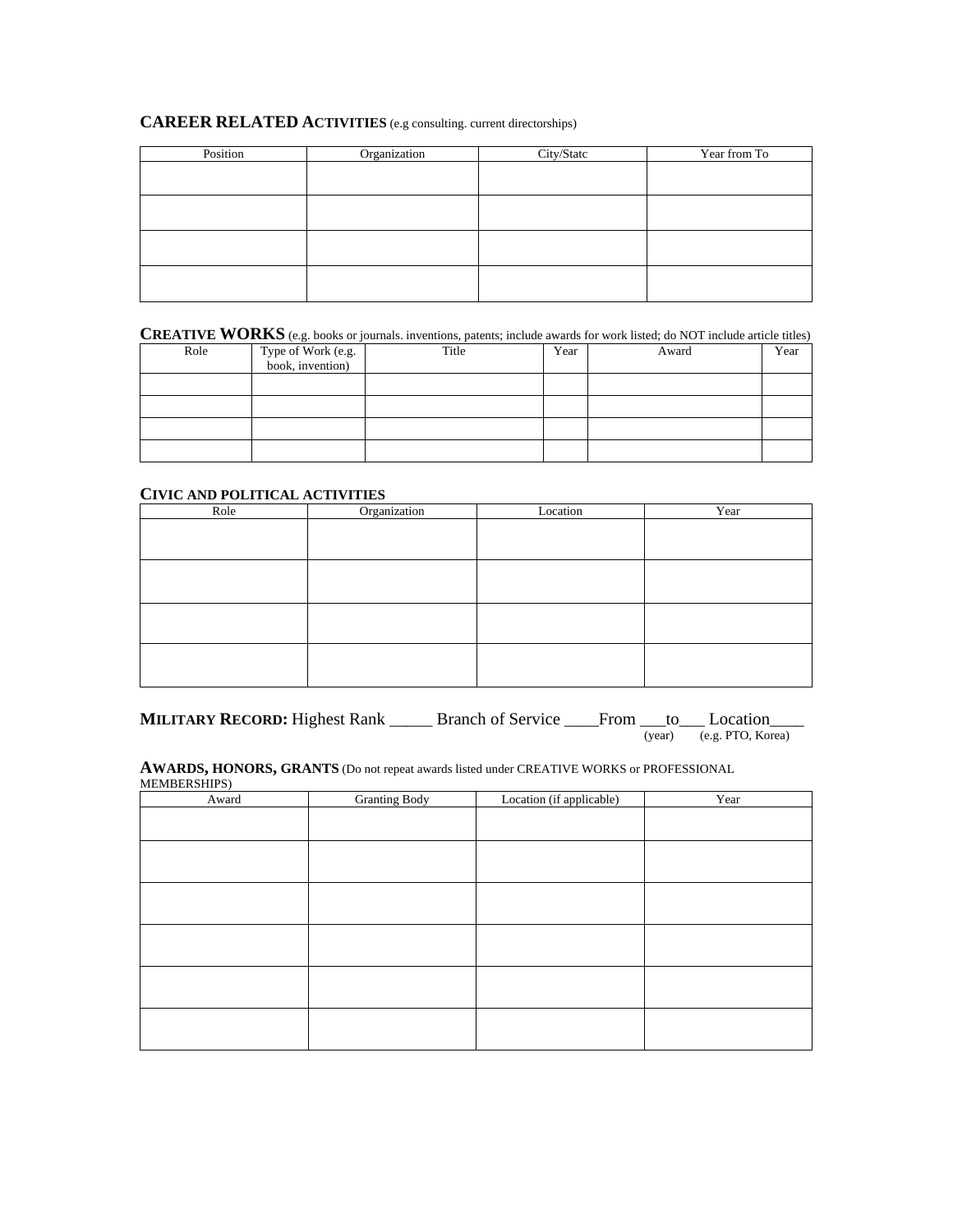**CAREER RELATED ACTIVITIES** (e.g consulting. current directorships)

| Position | Organization | City/Statc | Year from To |
|---|---|---|---|
| | | | |
| | | | |
| | | | |
| | | | |

**CREATIVE WORKS** (e.g. books or journals. inventions, patents; include awards for work listed; do NOT include article titles)

| Role | Type of Work (e.g. book, invention) | Title | Year | Award | Year |
|---|---|---|---|---|---|
| | | | | | |
| | | | | | |
| | | | | | |
| | | | | | |

**CIVIC AND POLITICAL ACTIVITIES**

| Role | Organization | Location | Year |
|---|---|---|---|
| | | | |
| | | | |
| | | | |
| | | | |

**MILITARY RECORD:** Highest Rank _____ Branch of Service ____From ___to___ Location____
(year) (e.g. PTO, Korea)

**AWARDS, HONORS, GRANTS** (Do not repeat awards listed under CREATIVE WORKS or PROFESSIONAL MEMBERSHIPS)

| Award | Granting Body | Location (if applicable) | Year |
|---|---|---|---|
| | | | |
| | | | |
| | | | |
| | | | |
| | | | |
| | | | |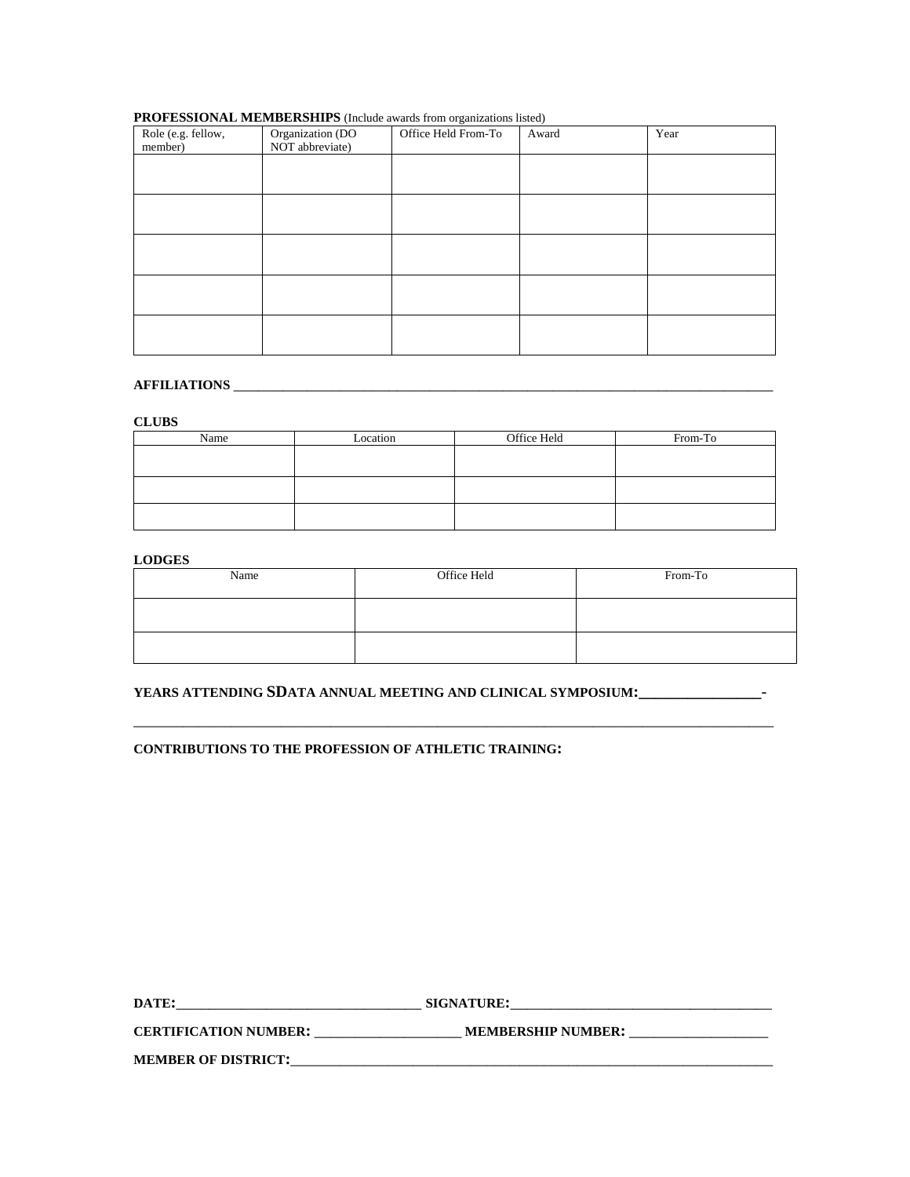**PROFESSIONAL MEMBERSHIPS** (Include awards from organizations listed)

| Role (e.g. fellow, member) | Organization (DO NOT abbreviate) | Office Held From-To | Award | Year |
|---|---|---|---|---|
| | | | | |
| | | | | |
| | | | | |
| | | | | |
| | | | | |

**AFFILIATIONS** ___________________________________________________________________________

**CLUBS**

| Name | Location | Office Held | From-To |
|---|---|---|---|
| | | | |
| | | | |
| | | | |

**LODGES**

| Name | Office Held | From-To |
|---|---|---|
| | | |
| | | |

**YEARS ATTENDING SDATA ANNUAL MEETING AND CLINICAL SYMPOSIUM:________________-**

_____________________________________________________________________________________

**CONTRIBUTIONS TO THE PROFESSION OF ATHLETIC TRAINING:**

**DATE:**___________________________________ **SIGNATURE:**______________________________________

**CERTIFICATION NUMBER:** _____________________ **MEMBERSHIP NUMBER:** ____________________

**MEMBER OF DISTRICT:**___________________________________________________________________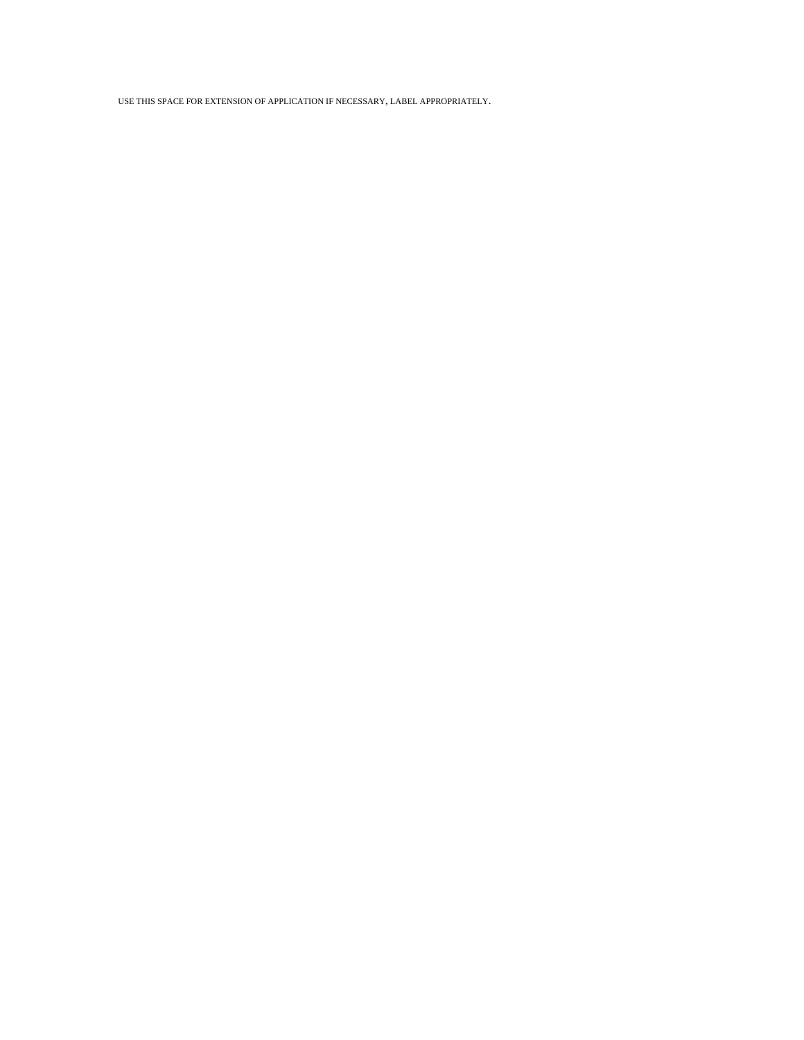USE THIS SPACE FOR EXTENSION OF APPLICATION IF NECESSARY, LABEL APPROPRIATELY.